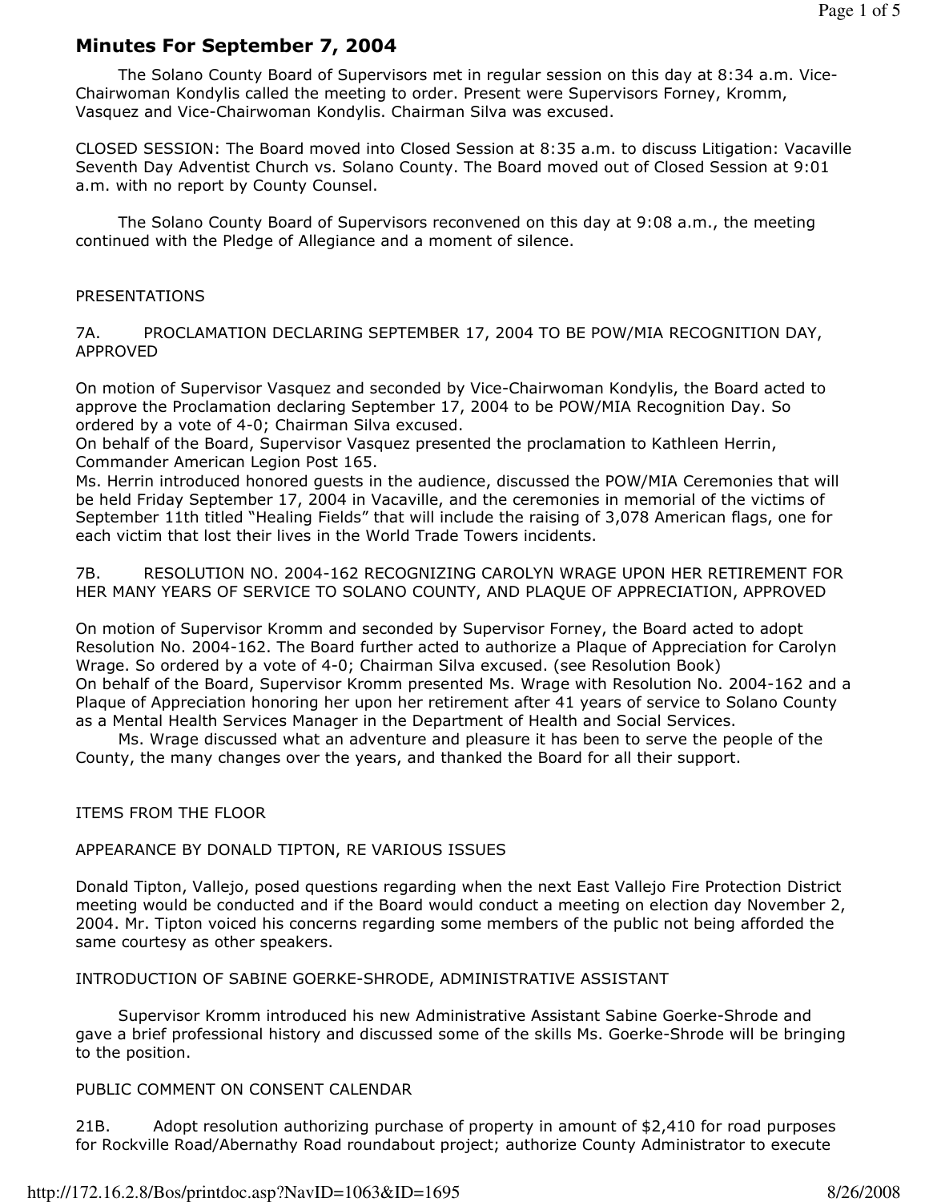# Minutes For September 7, 2004

The Solano County Board of Supervisors met in regular session on this day at 8:34 a.m. Vice-Chairwoman Kondylis called the meeting to order. Present were Supervisors Forney, Kromm, Vasquez and Vice-Chairwoman Kondylis. Chairman Silva was excused.

CLOSED SESSION: The Board moved into Closed Session at 8:35 a.m. to discuss Litigation: Vacaville Seventh Day Adventist Church vs. Solano County. The Board moved out of Closed Session at 9:01 a.m. with no report by County Counsel.

The Solano County Board of Supervisors reconvened on this day at 9:08 a.m., the meeting continued with the Pledge of Allegiance and a moment of silence.

PRESENTATIONS

7A. PROCLAMATION DECLARING SEPTEMBER 17, 2004 TO BE POW/MIA RECOGNITION DAY, APPROVED

On motion of Supervisor Vasquez and seconded by Vice-Chairwoman Kondylis, the Board acted to approve the Proclamation declaring September 17, 2004 to be POW/MIA Recognition Day. So ordered by a vote of 4-0; Chairman Silva excused.
On behalf of the Board, Supervisor Vasquez presented the proclamation to Kathleen Herrin, Commander American Legion Post 165.
Ms. Herrin introduced honored guests in the audience, discussed the POW/MIA Ceremonies that will be held Friday September 17, 2004 in Vacaville, and the ceremonies in memorial of the victims of September 11th titled "Healing Fields" that will include the raising of 3,078 American flags, one for each victim that lost their lives in the World Trade Towers incidents.

7B. RESOLUTION NO. 2004-162 RECOGNIZING CAROLYN WRAGE UPON HER RETIREMENT FOR HER MANY YEARS OF SERVICE TO SOLANO COUNTY, AND PLAQUE OF APPRECIATION, APPROVED

On motion of Supervisor Kromm and seconded by Supervisor Forney, the Board acted to adopt Resolution No. 2004-162. The Board further acted to authorize a Plaque of Appreciation for Carolyn Wrage. So ordered by a vote of 4-0; Chairman Silva excused. (see Resolution Book)
On behalf of the Board, Supervisor Kromm presented Ms. Wrage with Resolution No. 2004-162 and a Plaque of Appreciation honoring her upon her retirement after 41 years of service to Solano County as a Mental Health Services Manager in the Department of Health and Social Services.

Ms. Wrage discussed what an adventure and pleasure it has been to serve the people of the County, the many changes over the years, and thanked the Board for all their support.

ITEMS FROM THE FLOOR

APPEARANCE BY DONALD TIPTON, RE VARIOUS ISSUES

Donald Tipton, Vallejo, posed questions regarding when the next East Vallejo Fire Protection District meeting would be conducted and if the Board would conduct a meeting on election day November 2, 2004. Mr. Tipton voiced his concerns regarding some members of the public not being afforded the same courtesy as other speakers.

INTRODUCTION OF SABINE GOERKE-SHRODE, ADMINISTRATIVE ASSISTANT

Supervisor Kromm introduced his new Administrative Assistant Sabine Goerke-Shrode and gave a brief professional history and discussed some of the skills Ms. Goerke-Shrode will be bringing to the position.

PUBLIC COMMENT ON CONSENT CALENDAR

21B. Adopt resolution authorizing purchase of property in amount of $2,410 for road purposes for Rockville Road/Abernathy Road roundabout project; authorize County Administrator to execute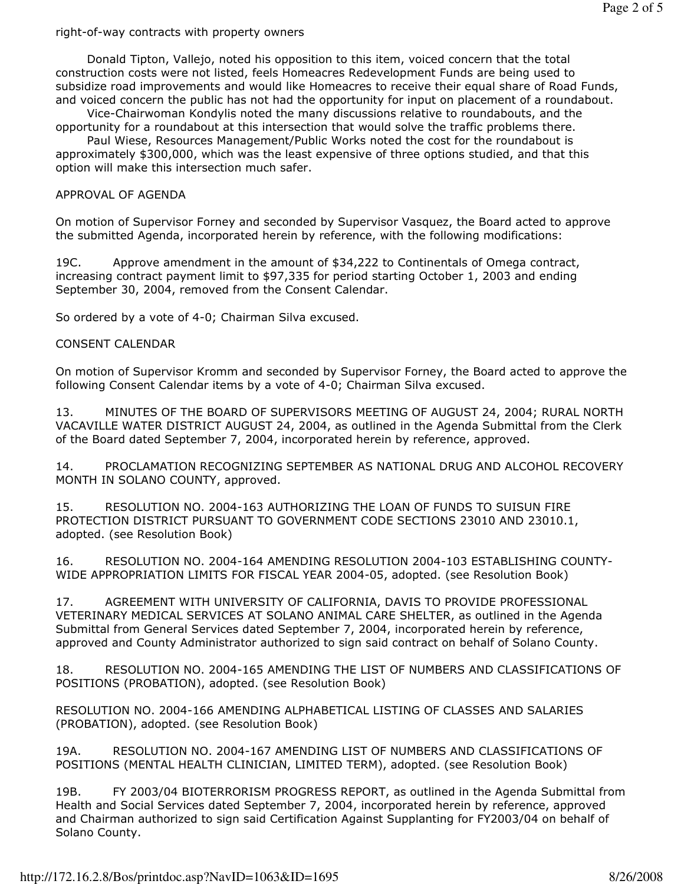right-of-way contracts with property owners

Donald Tipton, Vallejo, noted his opposition to this item, voiced concern that the total construction costs were not listed, feels Homeacres Redevelopment Funds are being used to subsidize road improvements and would like Homeacres to receive their equal share of Road Funds, and voiced concern the public has not had the opportunity for input on placement of a roundabout.

Vice-Chairwoman Kondylis noted the many discussions relative to roundabouts, and the opportunity for a roundabout at this intersection that would solve the traffic problems there.

Paul Wiese, Resources Management/Public Works noted the cost for the roundabout is approximately $300,000, which was the least expensive of three options studied, and that this option will make this intersection much safer.

APPROVAL OF AGENDA

On motion of Supervisor Forney and seconded by Supervisor Vasquez, the Board acted to approve the submitted Agenda, incorporated herein by reference, with the following modifications:

19C. Approve amendment in the amount of $34,222 to Continentals of Omega contract, increasing contract payment limit to $97,335 for period starting October 1, 2003 and ending September 30, 2004, removed from the Consent Calendar.

So ordered by a vote of 4-0; Chairman Silva excused.

CONSENT CALENDAR

On motion of Supervisor Kromm and seconded by Supervisor Forney, the Board acted to approve the following Consent Calendar items by a vote of 4-0; Chairman Silva excused.

13. MINUTES OF THE BOARD OF SUPERVISORS MEETING OF AUGUST 24, 2004; RURAL NORTH VACAVILLE WATER DISTRICT AUGUST 24, 2004, as outlined in the Agenda Submittal from the Clerk of the Board dated September 7, 2004, incorporated herein by reference, approved.

14. PROCLAMATION RECOGNIZING SEPTEMBER AS NATIONAL DRUG AND ALCOHOL RECOVERY MONTH IN SOLANO COUNTY, approved.

15. RESOLUTION NO. 2004-163 AUTHORIZING THE LOAN OF FUNDS TO SUISUN FIRE PROTECTION DISTRICT PURSUANT TO GOVERNMENT CODE SECTIONS 23010 AND 23010.1, adopted. (see Resolution Book)

16. RESOLUTION NO. 2004-164 AMENDING RESOLUTION 2004-103 ESTABLISHING COUNTY-WIDE APPROPRIATION LIMITS FOR FISCAL YEAR 2004-05, adopted. (see Resolution Book)

17. AGREEMENT WITH UNIVERSITY OF CALIFORNIA, DAVIS TO PROVIDE PROFESSIONAL VETERINARY MEDICAL SERVICES AT SOLANO ANIMAL CARE SHELTER, as outlined in the Agenda Submittal from General Services dated September 7, 2004, incorporated herein by reference, approved and County Administrator authorized to sign said contract on behalf of Solano County.

18. RESOLUTION NO. 2004-165 AMENDING THE LIST OF NUMBERS AND CLASSIFICATIONS OF POSITIONS (PROBATION), adopted. (see Resolution Book)

RESOLUTION NO. 2004-166 AMENDING ALPHABETICAL LISTING OF CLASSES AND SALARIES (PROBATION), adopted. (see Resolution Book)

19A. RESOLUTION NO. 2004-167 AMENDING LIST OF NUMBERS AND CLASSIFICATIONS OF POSITIONS (MENTAL HEALTH CLINICIAN, LIMITED TERM), adopted. (see Resolution Book)

19B. FY 2003/04 BIOTERRORISM PROGRESS REPORT, as outlined in the Agenda Submittal from Health and Social Services dated September 7, 2004, incorporated herein by reference, approved and Chairman authorized to sign said Certification Against Supplanting for FY2003/04 on behalf of Solano County.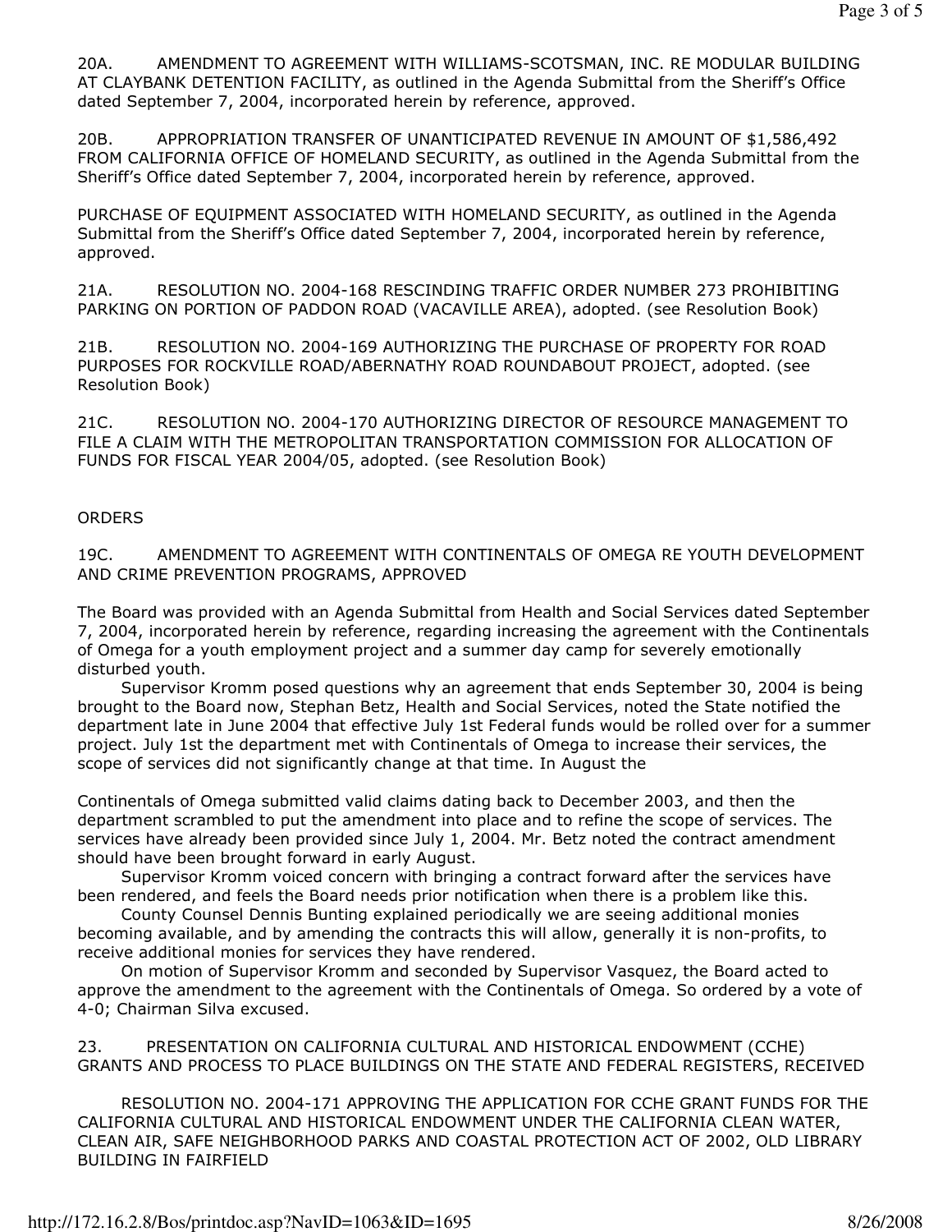20A. AMENDMENT TO AGREEMENT WITH WILLIAMS-SCOTSMAN, INC. RE MODULAR BUILDING AT CLAYBANK DETENTION FACILITY, as outlined in the Agenda Submittal from the Sheriff's Office dated September 7, 2004, incorporated herein by reference, approved.

20B. APPROPRIATION TRANSFER OF UNANTICIPATED REVENUE IN AMOUNT OF $1,586,492 FROM CALIFORNIA OFFICE OF HOMELAND SECURITY, as outlined in the Agenda Submittal from the Sheriff's Office dated September 7, 2004, incorporated herein by reference, approved.

PURCHASE OF EQUIPMENT ASSOCIATED WITH HOMELAND SECURITY, as outlined in the Agenda Submittal from the Sheriff's Office dated September 7, 2004, incorporated herein by reference, approved.

21A. RESOLUTION NO. 2004-168 RESCINDING TRAFFIC ORDER NUMBER 273 PROHIBITING PARKING ON PORTION OF PADDON ROAD (VACAVILLE AREA), adopted. (see Resolution Book)

21B. RESOLUTION NO. 2004-169 AUTHORIZING THE PURCHASE OF PROPERTY FOR ROAD PURPOSES FOR ROCKVILLE ROAD/ABERNATHY ROAD ROUNDABOUT PROJECT, adopted. (see Resolution Book)

21C. RESOLUTION NO. 2004-170 AUTHORIZING DIRECTOR OF RESOURCE MANAGEMENT TO FILE A CLAIM WITH THE METROPOLITAN TRANSPORTATION COMMISSION FOR ALLOCATION OF FUNDS FOR FISCAL YEAR 2004/05, adopted. (see Resolution Book)

ORDERS

19C. AMENDMENT TO AGREEMENT WITH CONTINENTALS OF OMEGA RE YOUTH DEVELOPMENT AND CRIME PREVENTION PROGRAMS, APPROVED

The Board was provided with an Agenda Submittal from Health and Social Services dated September 7, 2004, incorporated herein by reference, regarding increasing the agreement with the Continentals of Omega for a youth employment project and a summer day camp for severely emotionally disturbed youth.

Supervisor Kromm posed questions why an agreement that ends September 30, 2004 is being brought to the Board now, Stephan Betz, Health and Social Services, noted the State notified the department late in June 2004 that effective July 1st Federal funds would be rolled over for a summer project. July 1st the department met with Continentals of Omega to increase their services, the scope of services did not significantly change at that time. In August the Continentals of Omega submitted valid claims dating back to December 2003, and then the department scrambled to put the amendment into place and to refine the scope of services. The services have already been provided since July 1, 2004. Mr. Betz noted the contract amendment should have been brought forward in early August.

Supervisor Kromm voiced concern with bringing a contract forward after the services have been rendered, and feels the Board needs prior notification when there is a problem like this.

County Counsel Dennis Bunting explained periodically we are seeing additional monies becoming available, and by amending the contracts this will allow, generally it is non-profits, to receive additional monies for services they have rendered.

On motion of Supervisor Kromm and seconded by Supervisor Vasquez, the Board acted to approve the amendment to the agreement with the Continentals of Omega. So ordered by a vote of 4-0; Chairman Silva excused.

23. PRESENTATION ON CALIFORNIA CULTURAL AND HISTORICAL ENDOWMENT (CCHE) GRANTS AND PROCESS TO PLACE BUILDINGS ON THE STATE AND FEDERAL REGISTERS, RECEIVED

RESOLUTION NO. 2004-171 APPROVING THE APPLICATION FOR CCHE GRANT FUNDS FOR THE CALIFORNIA CULTURAL AND HISTORICAL ENDOWMENT UNDER THE CALIFORNIA CLEAN WATER, CLEAN AIR, SAFE NEIGHBORHOOD PARKS AND COASTAL PROTECTION ACT OF 2002, OLD LIBRARY BUILDING IN FAIRFIELD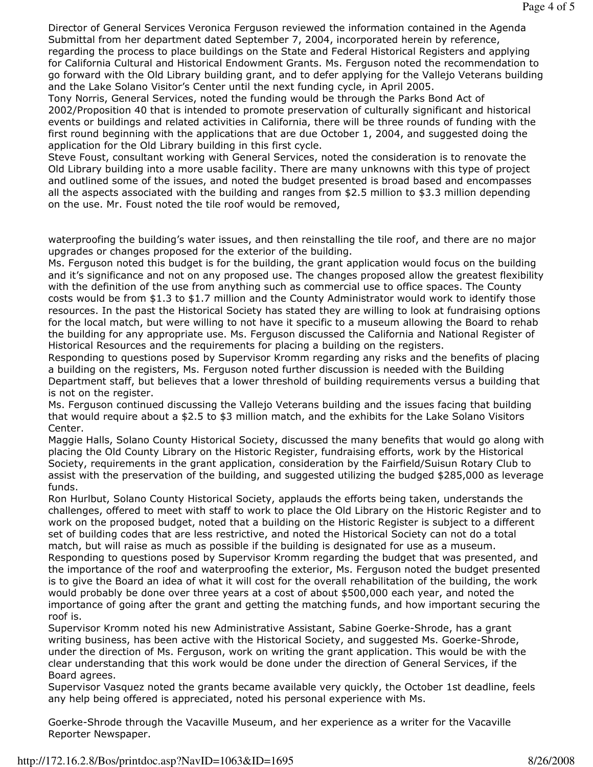Director of General Services Veronica Ferguson reviewed the information contained in the Agenda Submittal from her department dated September 7, 2004, incorporated herein by reference, regarding the process to place buildings on the State and Federal Historical Registers and applying for California Cultural and Historical Endowment Grants. Ms. Ferguson noted the recommendation to go forward with the Old Library building grant, and to defer applying for the Vallejo Veterans building and the Lake Solano Visitor's Center until the next funding cycle, in April 2005.

Tony Norris, General Services, noted the funding would be through the Parks Bond Act of 2002/Proposition 40 that is intended to promote preservation of culturally significant and historical events or buildings and related activities in California, there will be three rounds of funding with the first round beginning with the applications that are due October 1, 2004, and suggested doing the application for the Old Library building in this first cycle.

Steve Foust, consultant working with General Services, noted the consideration is to renovate the Old Library building into a more usable facility. There are many unknowns with this type of project and outlined some of the issues, and noted the budget presented is broad based and encompasses all the aspects associated with the building and ranges from $2.5 million to $3.3 million depending on the use. Mr. Foust noted the tile roof would be removed,

waterproofing the building's water issues, and then reinstalling the tile roof, and there are no major upgrades or changes proposed for the exterior of the building.

Ms. Ferguson noted this budget is for the building, the grant application would focus on the building and it's significance and not on any proposed use. The changes proposed allow the greatest flexibility with the definition of the use from anything such as commercial use to office spaces. The County costs would be from $1.3 to $1.7 million and the County Administrator would work to identify those resources. In the past the Historical Society has stated they are willing to look at fundraising options for the local match, but were willing to not have it specific to a museum allowing the Board to rehab the building for any appropriate use. Ms. Ferguson discussed the California and National Register of Historical Resources and the requirements for placing a building on the registers.

Responding to questions posed by Supervisor Kromm regarding any risks and the benefits of placing a building on the registers, Ms. Ferguson noted further discussion is needed with the Building Department staff, but believes that a lower threshold of building requirements versus a building that is not on the register.

Ms. Ferguson continued discussing the Vallejo Veterans building and the issues facing that building that would require about a $2.5 to $3 million match, and the exhibits for the Lake Solano Visitors Center.

Maggie Halls, Solano County Historical Society, discussed the many benefits that would go along with placing the Old County Library on the Historic Register, fundraising efforts, work by the Historical Society, requirements in the grant application, consideration by the Fairfield/Suisun Rotary Club to assist with the preservation of the building, and suggested utilizing the budged $285,000 as leverage funds.

Ron Hurlbut, Solano County Historical Society, applauds the efforts being taken, understands the challenges, offered to meet with staff to work to place the Old Library on the Historic Register and to work on the proposed budget, noted that a building on the Historic Register is subject to a different set of building codes that are less restrictive, and noted the Historical Society can not do a total match, but will raise as much as possible if the building is designated for use as a museum.

Responding to questions posed by Supervisor Kromm regarding the budget that was presented, and the importance of the roof and waterproofing the exterior, Ms. Ferguson noted the budget presented is to give the Board an idea of what it will cost for the overall rehabilitation of the building, the work would probably be done over three years at a cost of about $500,000 each year, and noted the importance of going after the grant and getting the matching funds, and how important securing the roof is.

Supervisor Kromm noted his new Administrative Assistant, Sabine Goerke-Shrode, has a grant writing business, has been active with the Historical Society, and suggested Ms. Goerke-Shrode, under the direction of Ms. Ferguson, work on writing the grant application. This would be with the clear understanding that this work would be done under the direction of General Services, if the Board agrees.

Supervisor Vasquez noted the grants became available very quickly, the October 1st deadline, feels any help being offered is appreciated, noted his personal experience with Ms. Goerke-Shrode through the Vacaville Museum, and her experience as a writer for the Vacaville Reporter Newspaper.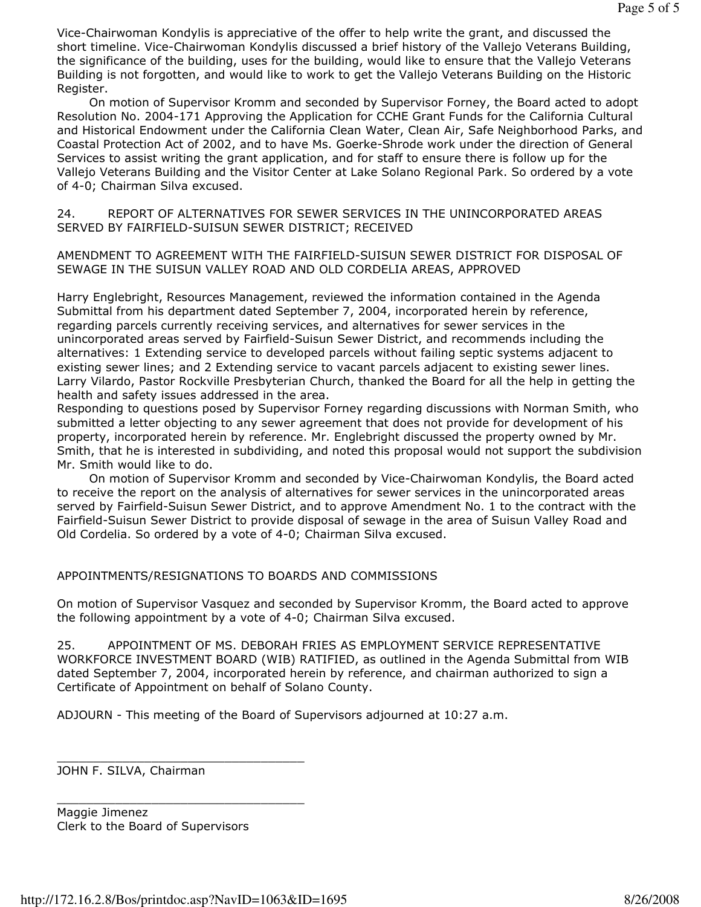Vice-Chairwoman Kondylis is appreciative of the offer to help write the grant, and discussed the short timeline. Vice-Chairwoman Kondylis discussed a brief history of the Vallejo Veterans Building, the significance of the building, uses for the building, would like to ensure that the Vallejo Veterans Building is not forgotten, and would like to work to get the Vallejo Veterans Building on the Historic Register.

On motion of Supervisor Kromm and seconded by Supervisor Forney, the Board acted to adopt Resolution No. 2004-171 Approving the Application for CCHE Grant Funds for the California Cultural and Historical Endowment under the California Clean Water, Clean Air, Safe Neighborhood Parks, and Coastal Protection Act of 2002, and to have Ms. Goerke-Shrode work under the direction of General Services to assist writing the grant application, and for staff to ensure there is follow up for the Vallejo Veterans Building and the Visitor Center at Lake Solano Regional Park. So ordered by a vote of 4-0; Chairman Silva excused.

24. REPORT OF ALTERNATIVES FOR SEWER SERVICES IN THE UNINCORPORATED AREAS SERVED BY FAIRFIELD-SUISUN SEWER DISTRICT; RECEIVED

AMENDMENT TO AGREEMENT WITH THE FAIRFIELD-SUISUN SEWER DISTRICT FOR DISPOSAL OF SEWAGE IN THE SUISUN VALLEY ROAD AND OLD CORDELIA AREAS, APPROVED

Harry Englebright, Resources Management, reviewed the information contained in the Agenda Submittal from his department dated September 7, 2004, incorporated herein by reference, regarding parcels currently receiving services, and alternatives for sewer services in the unincorporated areas served by Fairfield-Suisun Sewer District, and recommends including the alternatives: 1 Extending service to developed parcels without failing septic systems adjacent to existing sewer lines; and 2 Extending service to vacant parcels adjacent to existing sewer lines.

Larry Vilardo, Pastor Rockville Presbyterian Church, thanked the Board for all the help in getting the health and safety issues addressed in the area.

Responding to questions posed by Supervisor Forney regarding discussions with Norman Smith, who submitted a letter objecting to any sewer agreement that does not provide for development of his property, incorporated herein by reference. Mr. Englebright discussed the property owned by Mr. Smith, that he is interested in subdividing, and noted this proposal would not support the subdivision Mr. Smith would like to do.

On motion of Supervisor Kromm and seconded by Vice-Chairwoman Kondylis, the Board acted to receive the report on the analysis of alternatives for sewer services in the unincorporated areas served by Fairfield-Suisun Sewer District, and to approve Amendment No. 1 to the contract with the Fairfield-Suisun Sewer District to provide disposal of sewage in the area of Suisun Valley Road and Old Cordelia. So ordered by a vote of 4-0; Chairman Silva excused.

APPOINTMENTS/RESIGNATIONS TO BOARDS AND COMMISSIONS

On motion of Supervisor Vasquez and seconded by Supervisor Kromm, the Board acted to approve the following appointment by a vote of 4-0; Chairman Silva excused.

25. APPOINTMENT OF MS. DEBORAH FRIES AS EMPLOYMENT SERVICE REPRESENTATIVE WORKFORCE INVESTMENT BOARD (WIB) RATIFIED, as outlined in the Agenda Submittal from WIB dated September 7, 2004, incorporated herein by reference, and chairman authorized to sign a Certificate of Appointment on behalf of Solano County.

ADJOURN - This meeting of the Board of Supervisors adjourned at 10:27 a.m.

\_\_\_\_\_\_\_\_\_\_\_\_\_\_\_\_\_\_\_\_\_\_\_\_\_\_\_\_\_\_\_\_\_\_

JOHN F. SILVA, Chairman

\_\_\_\_\_\_\_\_\_\_\_\_\_\_\_\_\_\_\_\_\_\_\_\_\_\_\_\_\_\_\_\_\_\_

Maggie Jimenez
Clerk to the Board of Supervisors